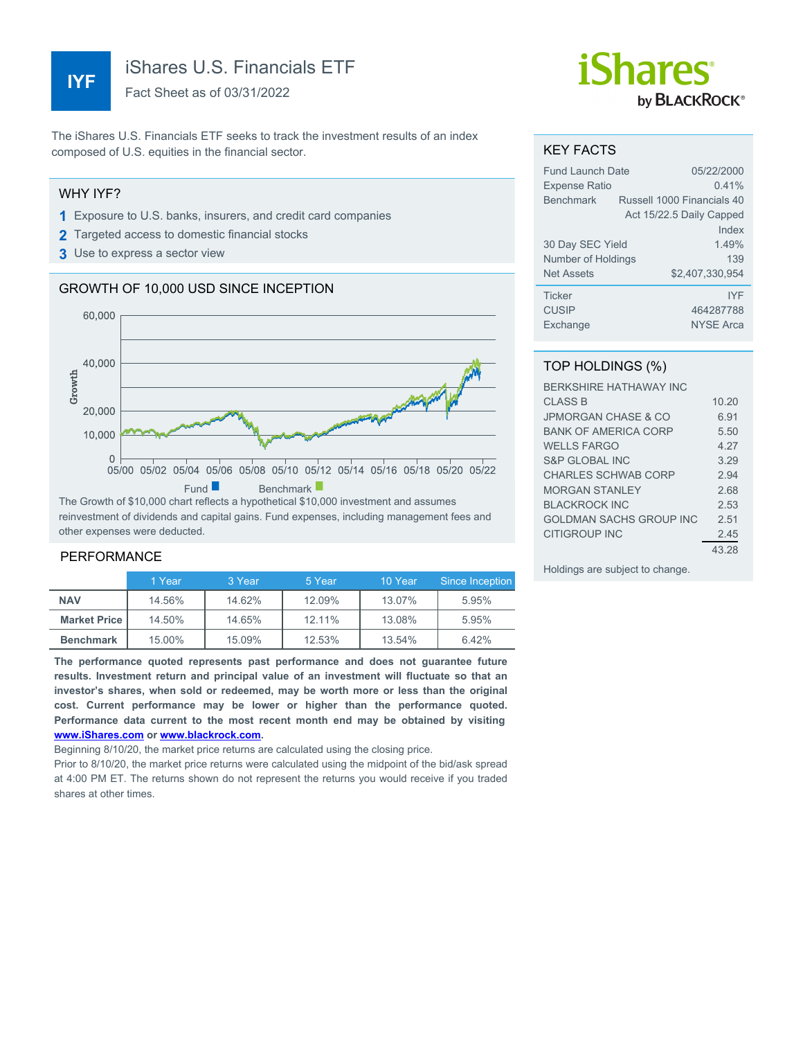# IYF

# iShares U.S. Financials ETF

Fact Sheet as of 03/31/2022

iShares by BLACKROCK®

The iShares U.S. Financials ETF seeks to track the investment results of an index composed of U.S. equities in the financial sector.

## WHY IYF?

1. Exposure to U.S. banks, insurers, and credit card companies
2. Targeted access to domestic financial stocks
3. Use to express a sector view

## GROWTH OF 10,000 USD SINCE INCEPTION

Growth: 0, 10,000, 20,000, 40,000, 60,000

05/00 05/02 05/04 05/06 05/08 05/10 05/12 05/14 05/16 05/18 05/20 05/22

Fund ■ Benchmark ■

The Growth of $10,000 chart reflects a hypothetical $10,000 investment and assumes reinvestment of dividends and capital gains. Fund expenses, including management fees and other expenses were deducted.

## PERFORMANCE

| | 1 Year | 3 Year | 5 Year | 10 Year | Since Inception |
|---|---|---|---|---|---|
| **NAV** | 14.56% | 14.62% | 12.09% | 13.07% | 5.95% |
| **Market Price** | 14.50% | 14.65% | 12.11% | 13.08% | 5.95% |
| **Benchmark** | 15.00% | 15.09% | 12.53% | 13.54% | 6.42% |

**The performance quoted represents past performance and does not guarantee future results. Investment return and principal value of an investment will fluctuate so that an investor's shares, when sold or redeemed, may be worth more or less than the original cost. Current performance may be lower or higher than the performance quoted. Performance data current to the most recent month end may be obtained by visiting www.iShares.com or www.blackrock.com.**

Beginning 8/10/20, the market price returns are calculated using the closing price.

Prior to 8/10/20, the market price returns were calculated using the midpoint of the bid/ask spread at 4:00 PM ET. The returns shown do not represent the returns you would receive if you traded shares at other times.

## KEY FACTS

| | |
|---|---|
| Fund Launch Date | 05/22/2000 |
| Expense Ratio | 0.41% |
| Benchmark | Russell 1000 Financials 40 Act 15/22.5 Daily Capped Index |
| 30 Day SEC Yield | 1.49% |
| Number of Holdings | 139 |
| Net Assets | $2,407,330,954 |
| Ticker | IYF |
| CUSIP | 464287788 |
| Exchange | NYSE Arca |

## TOP HOLDINGS (%)

| | |
|---|---|
| BERKSHIRE HATHAWAY INC CLASS B | 10.20 |
| JPMORGAN CHASE & CO | 6.91 |
| BANK OF AMERICA CORP | 5.50 |
| WELLS FARGO | 4.27 |
| S&P GLOBAL INC | 3.29 |
| CHARLES SCHWAB CORP | 2.94 |
| MORGAN STANLEY | 2.68 |
| BLACKROCK INC | 2.53 |
| GOLDMAN SACHS GROUP INC | 2.51 |
| CITIGROUP INC | 2.45 |
| | 43.28 |

Holdings are subject to change.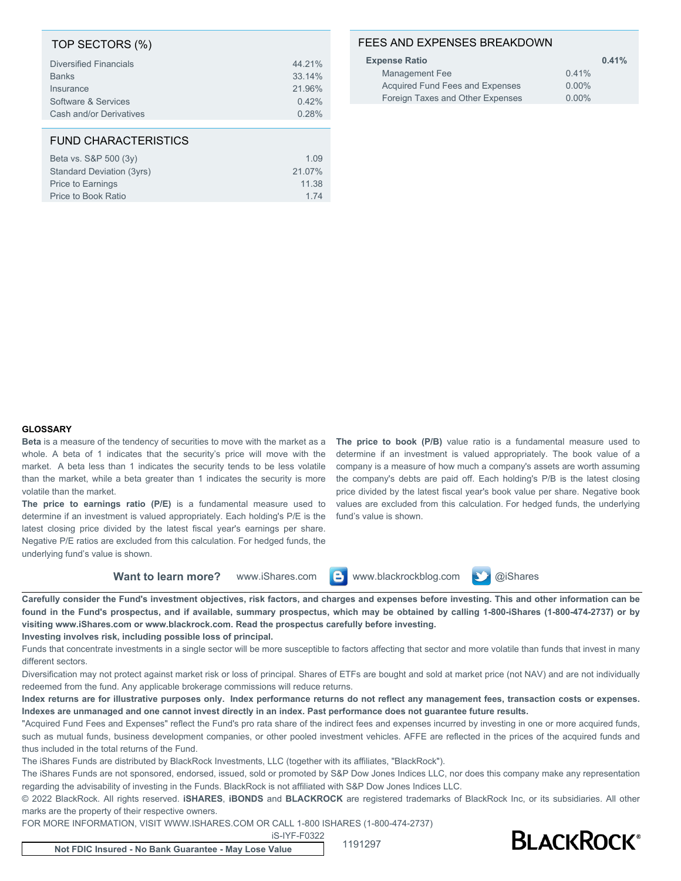## TOP SECTORS (%)

| Sector | % |
|---|---|
| Diversified Financials | 44.21% |
| Banks | 33.14% |
| Insurance | 21.96% |
| Software & Services | 0.42% |
| Cash and/or Derivatives | 0.28% |

## FUND CHARACTERISTICS

| Characteristic | Value |
|---|---|
| Beta vs. S&P 500 (3y) | 1.09 |
| Standard Deviation (3yrs) | 21.07% |
| Price to Earnings | 11.38 |
| Price to Book Ratio | 1.74 |

## FEES AND EXPENSES BREAKDOWN

| | | |
|---|---|---|
| **Expense Ratio** | | **0.41%** |
| Management Fee | 0.41% | |
| Acquired Fund Fees and Expenses | 0.00% | |
| Foreign Taxes and Other Expenses | 0.00% | |

**GLOSSARY**

**Beta** is a measure of the tendency of securities to move with the market as a whole. A beta of 1 indicates that the security's price will move with the market. A beta less than 1 indicates the security tends to be less volatile than the market, while a beta greater than 1 indicates the security is more volatile than the market.

**The price to earnings ratio (P/E)** is a fundamental measure used to determine if an investment is valued appropriately. Each holding's P/E is the latest closing price divided by the latest fiscal year's earnings per share. Negative P/E ratios are excluded from this calculation. For hedged funds, the underlying fund's value is shown.

**The price to book (P/B)** value ratio is a fundamental measure used to determine if an investment is valued appropriately. The book value of a company is a measure of how much a company's assets are worth assuming the company's debts are paid off. Each holding's P/B is the latest closing price divided by the latest fiscal year's book value per share. Negative book values are excluded from this calculation. For hedged funds, the underlying fund's value is shown.

**Want to learn more?** www.iShares.com www.blackrockblog.com @iShares

**Carefully consider the Fund's investment objectives, risk factors, and charges and expenses before investing. This and other information can be found in the Fund's prospectus, and if available, summary prospectus, which may be obtained by calling 1-800-iShares (1-800-474-2737) or by visiting www.iShares.com or www.blackrock.com. Read the prospectus carefully before investing.**

**Investing involves risk, including possible loss of principal.**

Funds that concentrate investments in a single sector will be more susceptible to factors affecting that sector and more volatile than funds that invest in many different sectors.

Diversification may not protect against market risk or loss of principal. Shares of ETFs are bought and sold at market price (not NAV) and are not individually redeemed from the fund. Any applicable brokerage commissions will reduce returns.

**Index returns are for illustrative purposes only. Index performance returns do not reflect any management fees, transaction costs or expenses. Indexes are unmanaged and one cannot invest directly in an index. Past performance does not guarantee future results.**

"Acquired Fund Fees and Expenses" reflect the Fund's pro rata share of the indirect fees and expenses incurred by investing in one or more acquired funds, such as mutual funds, business development companies, or other pooled investment vehicles. AFFE are reflected in the prices of the acquired funds and thus included in the total returns of the Fund.

The iShares Funds are distributed by BlackRock Investments, LLC (together with its affiliates, "BlackRock").

The iShares Funds are not sponsored, endorsed, issued, sold or promoted by S&P Dow Jones Indices LLC, nor does this company make any representation regarding the advisability of investing in the Funds. BlackRock is not affiliated with S&P Dow Jones Indices LLC.

© 2022 BlackRock. All rights reserved. **iSHARES**, **iBONDS** and **BLACKROCK** are registered trademarks of BlackRock Inc, or its subsidiaries. All other marks are the property of their respective owners.

FOR MORE INFORMATION, VISIT WWW.ISHARES.COM OR CALL 1-800 ISHARES (1-800-474-2737)

iS-IYF-F0322

**Not FDIC Insured - No Bank Guarantee - May Lose Value**

1191297

BLACKROCK®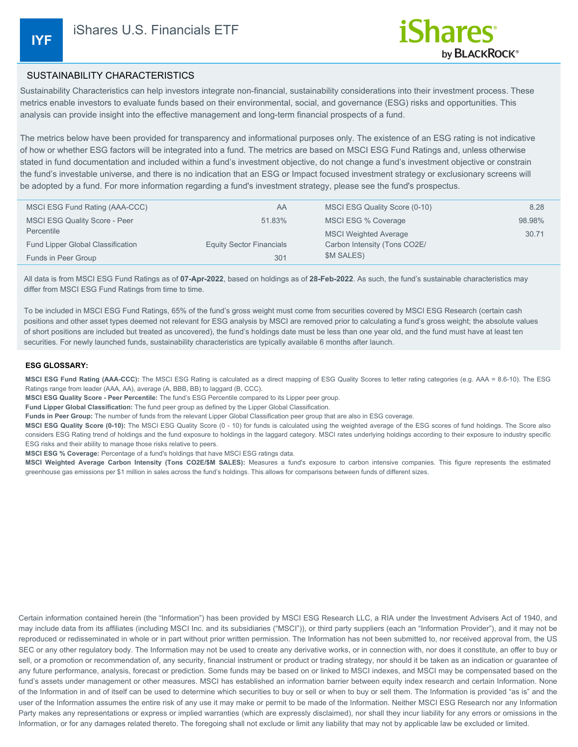IYF iShares U.S. Financials ETF

## SUSTAINABILITY CHARACTERISTICS

Sustainability Characteristics can help investors integrate non-financial, sustainability considerations into their investment process. These metrics enable investors to evaluate funds based on their environmental, social, and governance (ESG) risks and opportunities. This analysis can provide insight into the effective management and long-term financial prospects of a fund.

The metrics below have been provided for transparency and informational purposes only. The existence of an ESG rating is not indicative of how or whether ESG factors will be integrated into a fund. The metrics are based on MSCI ESG Fund Ratings and, unless otherwise stated in fund documentation and included within a fund's investment objective, do not change a fund's investment objective or constrain the fund's investable universe, and there is no indication that an ESG or Impact focused investment strategy or exclusionary screens will be adopted by a fund. For more information regarding a fund's investment strategy, please see the fund's prospectus.

| | | | |
|---|---|---|---|
| MSCI ESG Fund Rating (AAA-CCC) | AA | MSCI ESG Quality Score (0-10) | 8.28 |
| MSCI ESG Quality Score - Peer Percentile | 51.83% | MSCI ESG % Coverage | 98.98% |
| Fund Lipper Global Classification | Equity Sector Financials | MSCI Weighted Average Carbon Intensity (Tons CO2E/ $M SALES) | 30.71 |
| Funds in Peer Group | 301 | | |

All data is from MSCI ESG Fund Ratings as of **07-Apr-2022**, based on holdings as of **28-Feb-2022**. As such, the fund's sustainable characteristics may differ from MSCI ESG Fund Ratings from time to time.

To be included in MSCI ESG Fund Ratings, 65% of the fund's gross weight must come from securities covered by MSCI ESG Research (certain cash positions and other asset types deemed not relevant for ESG analysis by MSCI are removed prior to calculating a fund's gross weight; the absolute values of short positions are included but treated as uncovered), the fund's holdings date must be less than one year old, and the fund must have at least ten securities. For newly launched funds, sustainability characteristics are typically available 6 months after launch.

### ESG GLOSSARY:

**MSCI ESG Fund Rating (AAA-CCC):** The MSCI ESG Rating is calculated as a direct mapping of ESG Quality Scores to letter rating categories (e.g. AAA = 8.6-10). The ESG Ratings range from leader (AAA, AA), average (A, BBB, BB) to laggard (B, CCC).

**MSCI ESG Quality Score - Peer Percentile:** The fund's ESG Percentile compared to its Lipper peer group.

**Fund Lipper Global Classification:** The fund peer group as defined by the Lipper Global Classification.

**Funds in Peer Group:** The number of funds from the relevant Lipper Global Classification peer group that are also in ESG coverage.

**MSCI ESG Quality Score (0-10):** The MSCI ESG Quality Score (0 - 10) for funds is calculated using the weighted average of the ESG scores of fund holdings. The Score also considers ESG Rating trend of holdings and the fund exposure to holdings in the laggard category. MSCI rates underlying holdings according to their exposure to industry specific ESG risks and their ability to manage those risks relative to peers.

**MSCI ESG % Coverage:** Percentage of a fund's holdings that have MSCI ESG ratings data.

**MSCI Weighted Average Carbon Intensity (Tons CO2E/$M SALES):** Measures a fund's exposure to carbon intensive companies. This figure represents the estimated greenhouse gas emissions per $1 million in sales across the fund's holdings. This allows for comparisons between funds of different sizes.

Certain information contained herein (the "Information") has been provided by MSCI ESG Research LLC, a RIA under the Investment Advisers Act of 1940, and may include data from its affiliates (including MSCI Inc. and its subsidiaries ("MSCI")), or third party suppliers (each an "Information Provider"), and it may not be reproduced or redisseminated in whole or in part without prior written permission. The Information has not been submitted to, nor received approval from, the US SEC or any other regulatory body. The Information may not be used to create any derivative works, or in connection with, nor does it constitute, an offer to buy or sell, or a promotion or recommendation of, any security, financial instrument or product or trading strategy, nor should it be taken as an indication or guarantee of any future performance, analysis, forecast or prediction. Some funds may be based on or linked to MSCI indexes, and MSCI may be compensated based on the fund's assets under management or other measures. MSCI has established an information barrier between equity index research and certain Information. None of the Information in and of itself can be used to determine which securities to buy or sell or when to buy or sell them. The Information is provided "as is" and the user of the Information assumes the entire risk of any use it may make or permit to be made of the Information. Neither MSCI ESG Research nor any Information Party makes any representations or express or implied warranties (which are expressly disclaimed), nor shall they incur liability for any errors or omissions in the Information, or for any damages related thereto. The foregoing shall not exclude or limit any liability that may not by applicable law be excluded or limited.